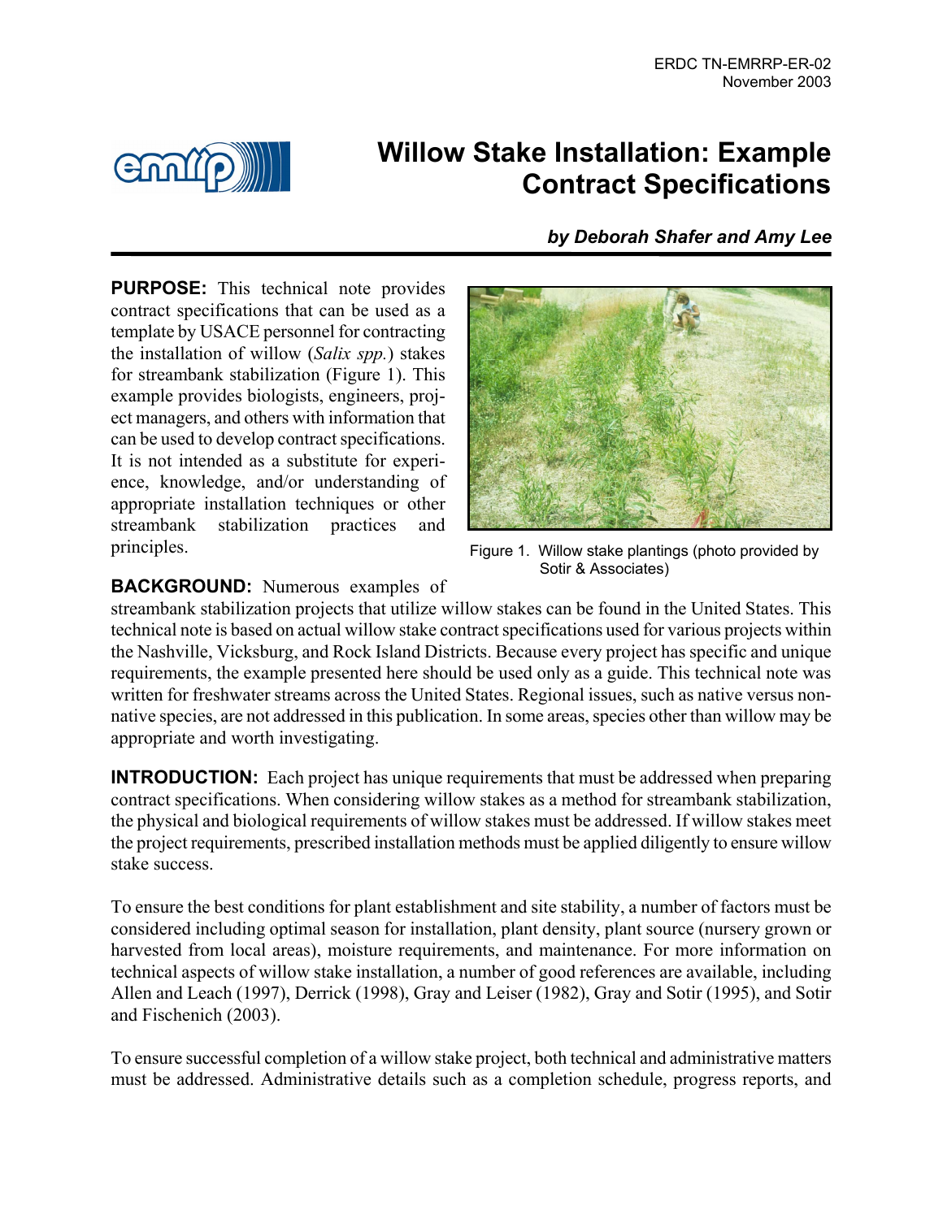# Willow Stake Installation: Example Contract Specifications

***by Deborah Shafer and Amy Lee***

**PURPOSE:** This technical note provides contract specifications that can be used as a template by USACE personnel for contracting the installation of willow (*Salix spp.*) stakes for streambank stabilization (Figure 1). This example provides biologists, engineers, project managers, and others with information that can be used to develop contract specifications. It is not intended as a substitute for experience, knowledge, and/or understanding of appropriate installation techniques or other streambank stabilization practices and principles.

Figure 1. Willow stake plantings (photo provided by Sotir & Associates)

**BACKGROUND:** Numerous examples of streambank stabilization projects that utilize willow stakes can be found in the United States. This technical note is based on actual willow stake contract specifications used for various projects within the Nashville, Vicksburg, and Rock Island Districts. Because every project has specific and unique requirements, the example presented here should be used only as a guide. This technical note was written for freshwater streams across the United States. Regional issues, such as native versus non-native species, are not addressed in this publication. In some areas, species other than willow may be appropriate and worth investigating.

**INTRODUCTION:** Each project has unique requirements that must be addressed when preparing contract specifications. When considering willow stakes as a method for streambank stabilization, the physical and biological requirements of willow stakes must be addressed. If willow stakes meet the project requirements, prescribed installation methods must be applied diligently to ensure willow stake success.

To ensure the best conditions for plant establishment and site stability, a number of factors must be considered including optimal season for installation, plant density, plant source (nursery grown or harvested from local areas), moisture requirements, and maintenance. For more information on technical aspects of willow stake installation, a number of good references are available, including Allen and Leach (1997), Derrick (1998), Gray and Leiser (1982), Gray and Sotir (1995), and Sotir and Fischenich (2003).

To ensure successful completion of a willow stake project, both technical and administrative matters must be addressed. Administrative details such as a completion schedule, progress reports, and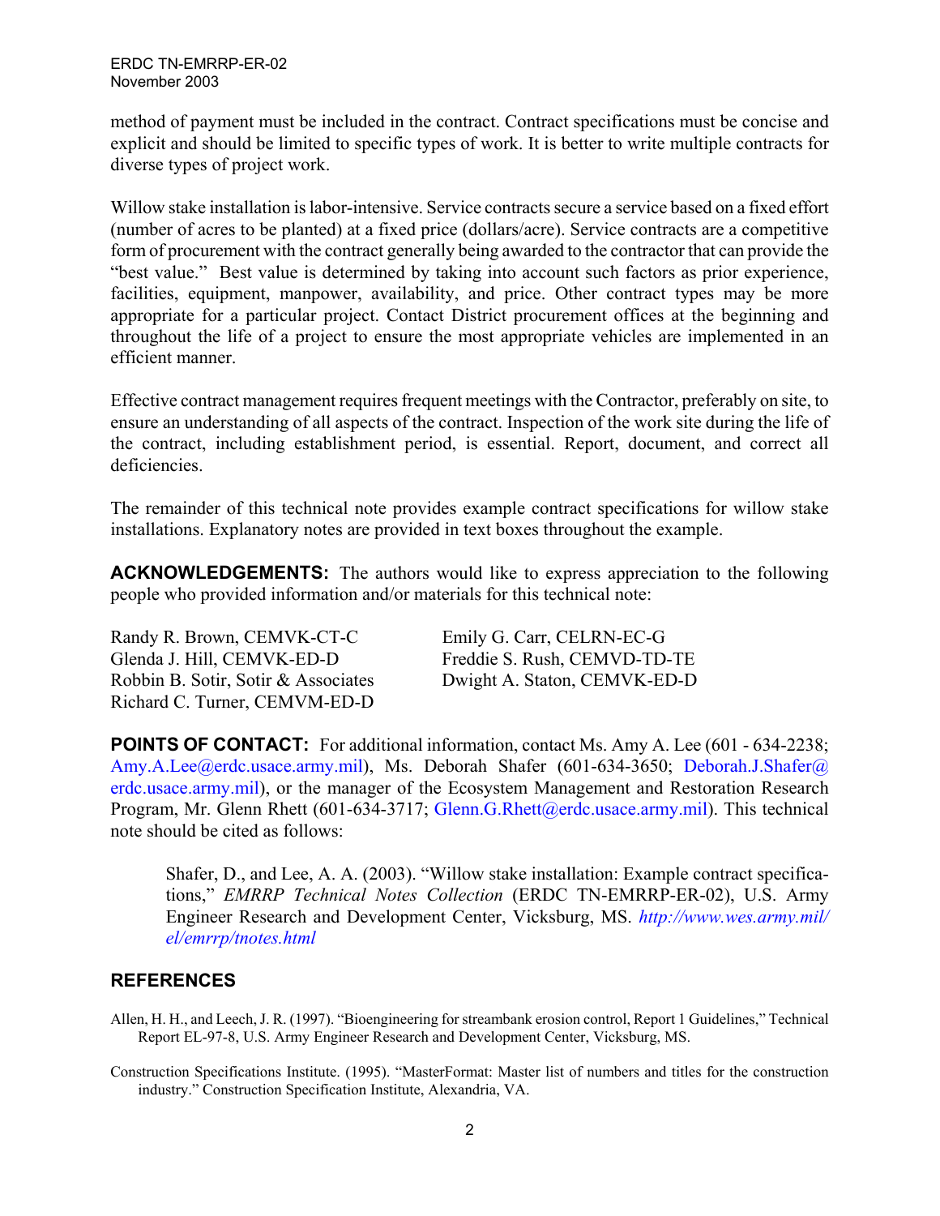method of payment must be included in the contract. Contract specifications must be concise and explicit and should be limited to specific types of work. It is better to write multiple contracts for diverse types of project work.

Willow stake installation is labor-intensive. Service contracts secure a service based on a fixed effort (number of acres to be planted) at a fixed price (dollars/acre). Service contracts are a competitive form of procurement with the contract generally being awarded to the contractor that can provide the "best value." Best value is determined by taking into account such factors as prior experience, facilities, equipment, manpower, availability, and price. Other contract types may be more appropriate for a particular project. Contact District procurement offices at the beginning and throughout the life of a project to ensure the most appropriate vehicles are implemented in an efficient manner.

Effective contract management requires frequent meetings with the Contractor, preferably on site, to ensure an understanding of all aspects of the contract. Inspection of the work site during the life of the contract, including establishment period, is essential. Report, document, and correct all deficiencies.

The remainder of this technical note provides example contract specifications for willow stake installations. Explanatory notes are provided in text boxes throughout the example.

**ACKNOWLEDGEMENTS:** The authors would like to express appreciation to the following people who provided information and/or materials for this technical note:

Randy R. Brown, CEMVK-CT-C
Glenda J. Hill, CEMVK-ED-D
Robbin B. Sotir, Sotir & Associates
Richard C. Turner, CEMVM-ED-D
Emily G. Carr, CELRN-EC-G
Freddie S. Rush, CEMVD-TD-TE
Dwight A. Staton, CEMVK-ED-D

**POINTS OF CONTACT:** For additional information, contact Ms. Amy A. Lee (601 - 634-2238; Amy.A.Lee@erdc.usace.army.mil), Ms. Deborah Shafer (601-634-3650; Deborah.J.Shafer@erdc.usace.army.mil), or the manager of the Ecosystem Management and Restoration Research Program, Mr. Glenn Rhett (601-634-3717; Glenn.G.Rhett@erdc.usace.army.mil). This technical note should be cited as follows:

> Shafer, D., and Lee, A. A. (2003). "Willow stake installation: Example contract specifications," *EMRRP Technical Notes Collection* (ERDC TN-EMRRP-ER-02), U.S. Army Engineer Research and Development Center, Vicksburg, MS. *http://www.wes.army.mil/el/emrrp/tnotes.html*

## REFERENCES

Allen, H. H., and Leech, J. R. (1997). "Bioengineering for streambank erosion control, Report 1 Guidelines," Technical Report EL-97-8, U.S. Army Engineer Research and Development Center, Vicksburg, MS.

Construction Specifications Institute. (1995). "MasterFormat: Master list of numbers and titles for the construction industry." Construction Specification Institute, Alexandria, VA.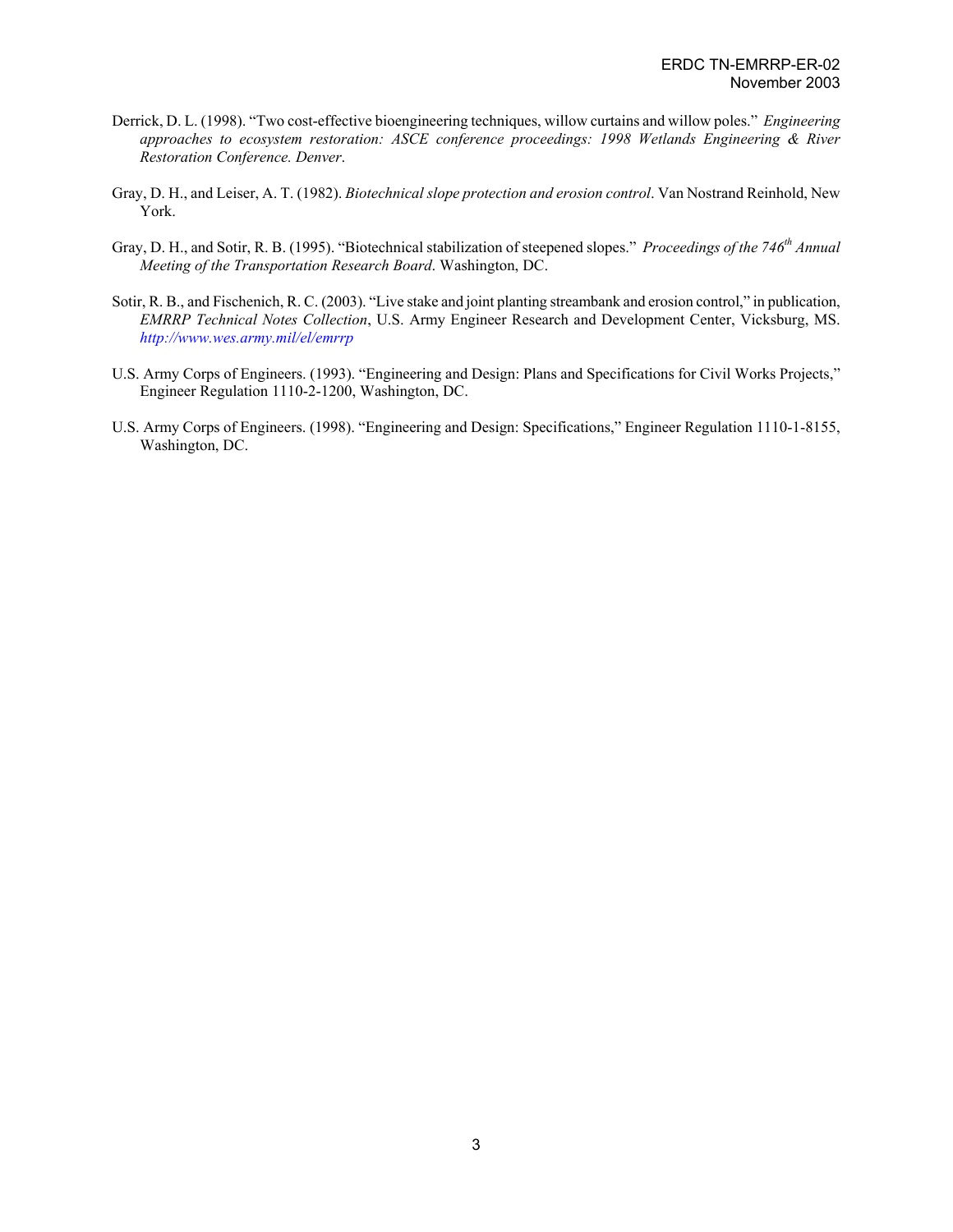Derrick, D. L. (1998). "Two cost-effective bioengineering techniques, willow curtains and willow poles." *Engineering approaches to ecosystem restoration: ASCE conference proceedings: 1998 Wetlands Engineering & River Restoration Conference. Denver*.

Gray, D. H., and Leiser, A. T. (1982). *Biotechnical slope protection and erosion control*. Van Nostrand Reinhold, New York.

Gray, D. H., and Sotir, R. B. (1995). "Biotechnical stabilization of steepened slopes." *Proceedings of the 746th Annual Meeting of the Transportation Research Board*. Washington, DC.

Sotir, R. B., and Fischenich, R. C. (2003). "Live stake and joint planting streambank and erosion control," in publication, *EMRRP Technical Notes Collection*, U.S. Army Engineer Research and Development Center, Vicksburg, MS. *http://www.wes.army.mil/el/emrrp*

U.S. Army Corps of Engineers. (1993). "Engineering and Design: Plans and Specifications for Civil Works Projects," Engineer Regulation 1110-2-1200, Washington, DC.

U.S. Army Corps of Engineers. (1998). "Engineering and Design: Specifications," Engineer Regulation 1110-1-8155, Washington, DC.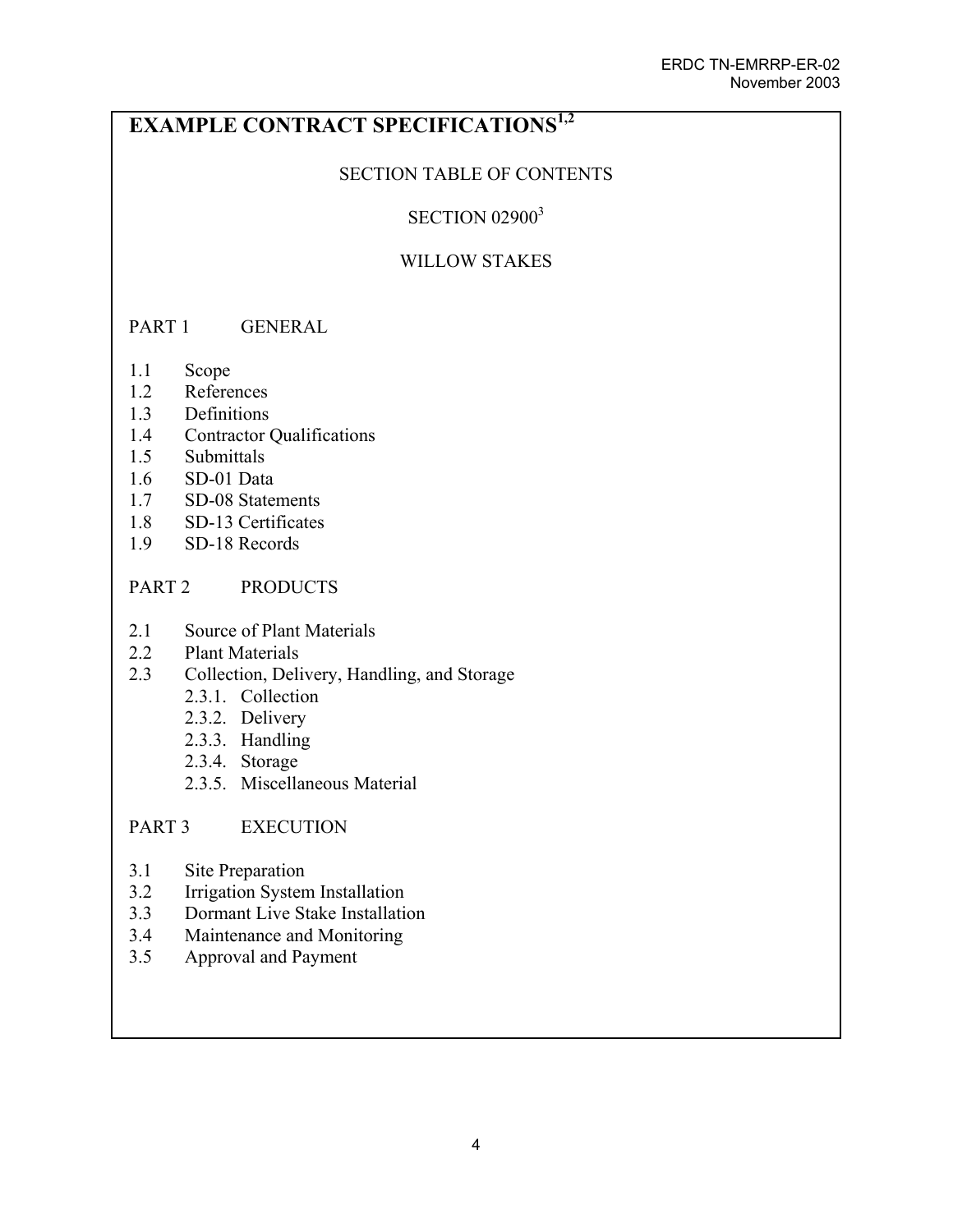# EXAMPLE CONTRACT SPECIFICATIONS[1,2]

SECTION TABLE OF CONTENTS

SECTION 02900[3]

WILLOW STAKES

PART 1 GENERAL

1.1 Scope
1.2 References
1.3 Definitions
1.4 Contractor Qualifications
1.5 Submittals
1.6 SD-01 Data
1.7 SD-08 Statements
1.8 SD-13 Certificates
1.9 SD-18 Records

PART 2 PRODUCTS

2.1 Source of Plant Materials
2.2 Plant Materials
2.3 Collection, Delivery, Handling, and Storage
  2.3.1. Collection
  2.3.2. Delivery
  2.3.3. Handling
  2.3.4. Storage
  2.3.5. Miscellaneous Material

PART 3 EXECUTION

3.1 Site Preparation
3.2 Irrigation System Installation
3.3 Dormant Live Stake Installation
3.4 Maintenance and Monitoring
3.5 Approval and Payment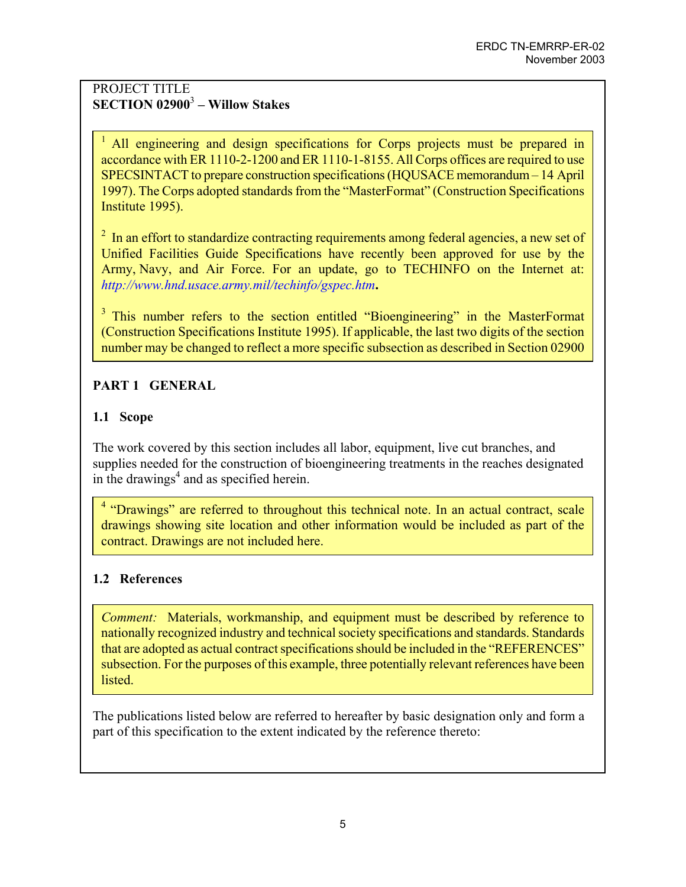PROJECT TITLE
**SECTION 02900[3] – Willow Stakes**

> [1] All engineering and design specifications for Corps projects must be prepared in accordance with ER 1110-2-1200 and ER 1110-1-8155. All Corps offices are required to use SPECSINTACT to prepare construction specifications (HQUSACE memorandum – 14 April 1997). The Corps adopted standards from the "MasterFormat" (Construction Specifications Institute 1995).
>
> [2] In an effort to standardize contracting requirements among federal agencies, a new set of Unified Facilities Guide Specifications have recently been approved for use by the Army, Navy, and Air Force. For an update, go to TECHINFO on the Internet at: *http://www.hnd.usace.army.mil/techinfo/gspec.htm*.
>
> [3] This number refers to the section entitled "Bioengineering" in the MasterFormat (Construction Specifications Institute 1995). If applicable, the last two digits of the section number may be changed to reflect a more specific subsection as described in Section 02900

## PART 1 GENERAL

### 1.1 Scope

The work covered by this section includes all labor, equipment, live cut branches, and supplies needed for the construction of bioengineering treatments in the reaches designated in the drawings[4] and as specified herein.

> [4] "Drawings" are referred to throughout this technical note. In an actual contract, scale drawings showing site location and other information would be included as part of the contract. Drawings are not included here.

### 1.2 References

> *Comment:* Materials, workmanship, and equipment must be described by reference to nationally recognized industry and technical society specifications and standards. Standards that are adopted as actual contract specifications should be included in the "REFERENCES" subsection. For the purposes of this example, three potentially relevant references have been listed.

The publications listed below are referred to hereafter by basic designation only and form a part of this specification to the extent indicated by the reference thereto: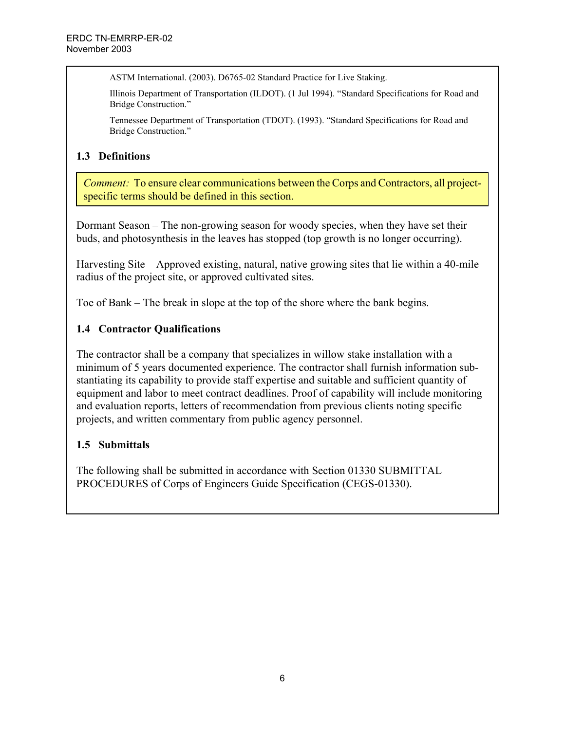ASTM International. (2003). D6765-02 Standard Practice for Live Staking.

Illinois Department of Transportation (ILDOT). (1 Jul 1994). "Standard Specifications for Road and Bridge Construction."

Tennessee Department of Transportation (TDOT). (1993). "Standard Specifications for Road and Bridge Construction."

### 1.3 Definitions

> *Comment:* To ensure clear communications between the Corps and Contractors, all project-specific terms should be defined in this section.

Dormant Season – The non-growing season for woody species, when they have set their buds, and photosynthesis in the leaves has stopped (top growth is no longer occurring).

Harvesting Site – Approved existing, natural, native growing sites that lie within a 40-mile radius of the project site, or approved cultivated sites.

Toe of Bank – The break in slope at the top of the shore where the bank begins.

### 1.4 Contractor Qualifications

The contractor shall be a company that specializes in willow stake installation with a minimum of 5 years documented experience. The contractor shall furnish information substantiating its capability to provide staff expertise and suitable and sufficient quantity of equipment and labor to meet contract deadlines. Proof of capability will include monitoring and evaluation reports, letters of recommendation from previous clients noting specific projects, and written commentary from public agency personnel.

### 1.5 Submittals

The following shall be submitted in accordance with Section 01330 SUBMITTAL PROCEDURES of Corps of Engineers Guide Specification (CEGS-01330).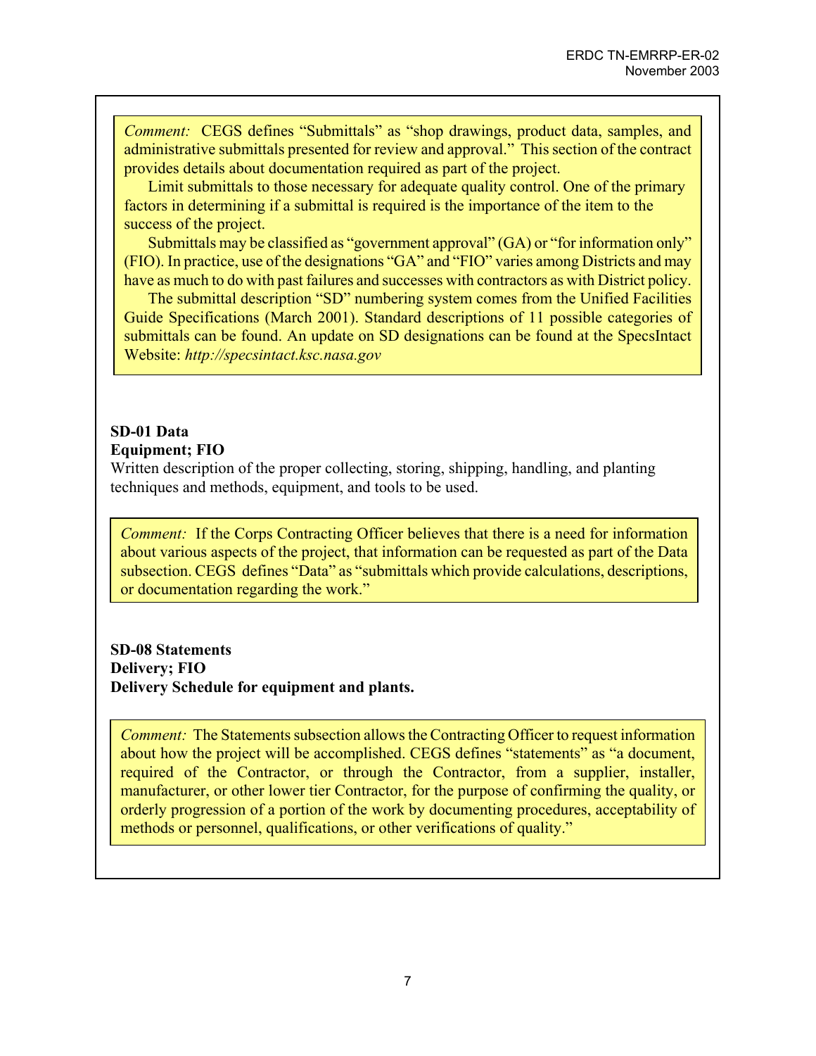*Comment:* CEGS defines "Submittals" as "shop drawings, product data, samples, and administrative submittals presented for review and approval." This section of the contract provides details about documentation required as part of the project.

Limit submittals to those necessary for adequate quality control. One of the primary factors in determining if a submittal is required is the importance of the item to the success of the project.

Submittals may be classified as "government approval" (GA) or "for information only" (FIO). In practice, use of the designations "GA" and "FIO" varies among Districts and may have as much to do with past failures and successes with contractors as with District policy.

The submittal description "SD" numbering system comes from the Unified Facilities Guide Specifications (March 2001). Standard descriptions of 11 possible categories of submittals can be found. An update on SD designations can be found at the SpecsIntact Website: *http://specsintact.ksc.nasa.gov*

**SD-01 Data**
**Equipment; FIO**
Written description of the proper collecting, storing, shipping, handling, and planting techniques and methods, equipment, and tools to be used.

*Comment:* If the Corps Contracting Officer believes that there is a need for information about various aspects of the project, that information can be requested as part of the Data subsection. CEGS defines "Data" as "submittals which provide calculations, descriptions, or documentation regarding the work."

**SD-08 Statements**
**Delivery; FIO**
**Delivery Schedule for equipment and plants.**

*Comment:* The Statements subsection allows the Contracting Officer to request information about how the project will be accomplished. CEGS defines "statements" as "a document, required of the Contractor, or through the Contractor, from a supplier, installer, manufacturer, or other lower tier Contractor, for the purpose of confirming the quality, or orderly progression of a portion of the work by documenting procedures, acceptability of methods or personnel, qualifications, or other verifications of quality."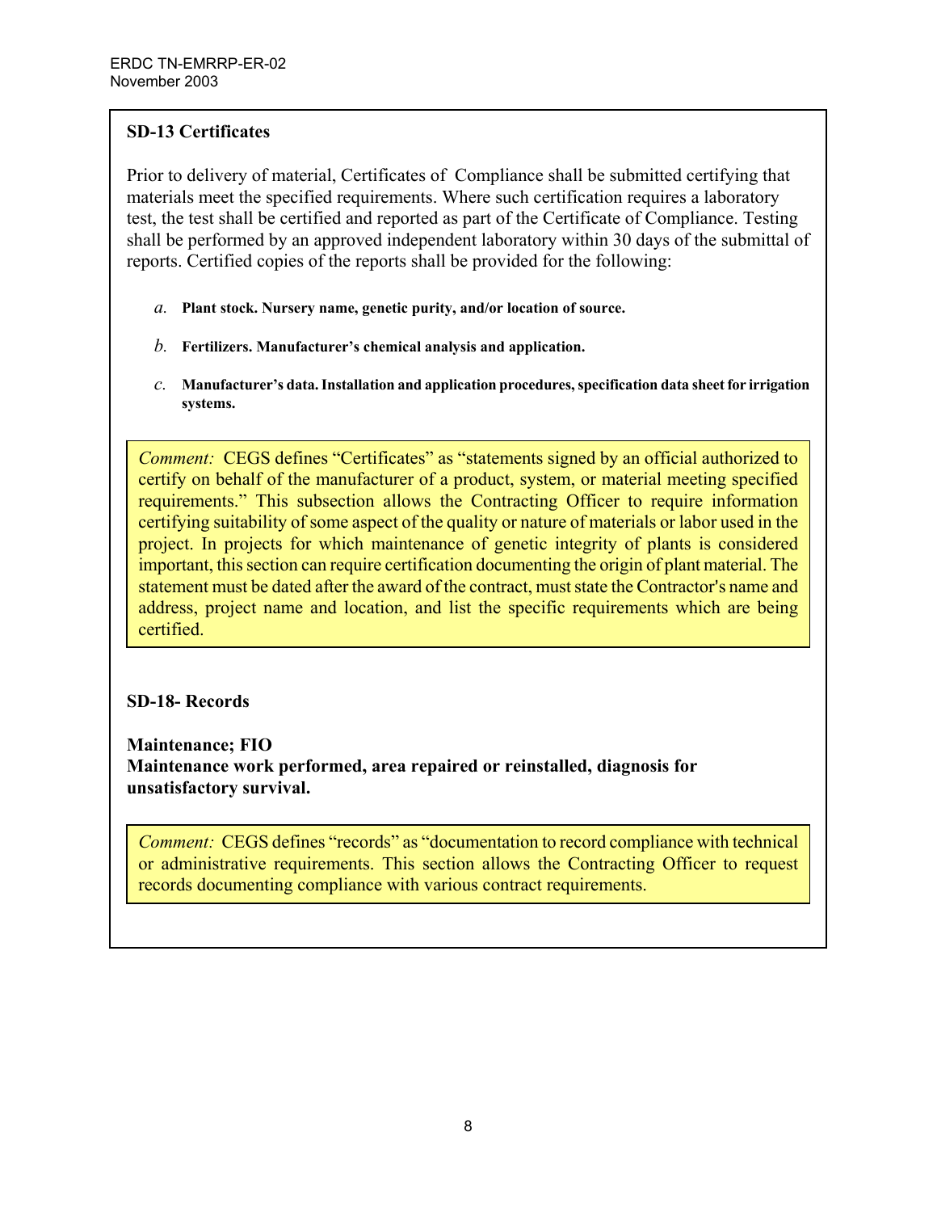**SD-13 Certificates**

Prior to delivery of material, Certificates of Compliance shall be submitted certifying that materials meet the specified requirements. Where such certification requires a laboratory test, the test shall be certified and reported as part of the Certificate of Compliance. Testing shall be performed by an approved independent laboratory within 30 days of the submittal of reports. Certified copies of the reports shall be provided for the following:

*a.* **Plant stock. Nursery name, genetic purity, and/or location of source.**

*b.* **Fertilizers. Manufacturer's chemical analysis and application.**

*c.* **Manufacturer's data. Installation and application procedures, specification data sheet for irrigation systems.**

*Comment:* CEGS defines "Certificates" as "statements signed by an official authorized to certify on behalf of the manufacturer of a product, system, or material meeting specified requirements." This subsection allows the Contracting Officer to require information certifying suitability of some aspect of the quality or nature of materials or labor used in the project. In projects for which maintenance of genetic integrity of plants is considered important, this section can require certification documenting the origin of plant material. The statement must be dated after the award of the contract, must state the Contractor's name and address, project name and location, and list the specific requirements which are being certified.

**SD-18- Records**

**Maintenance; FIO**
**Maintenance work performed, area repaired or reinstalled, diagnosis for unsatisfactory survival.**

*Comment:* CEGS defines "records" as "documentation to record compliance with technical or administrative requirements. This section allows the Contracting Officer to request records documenting compliance with various contract requirements.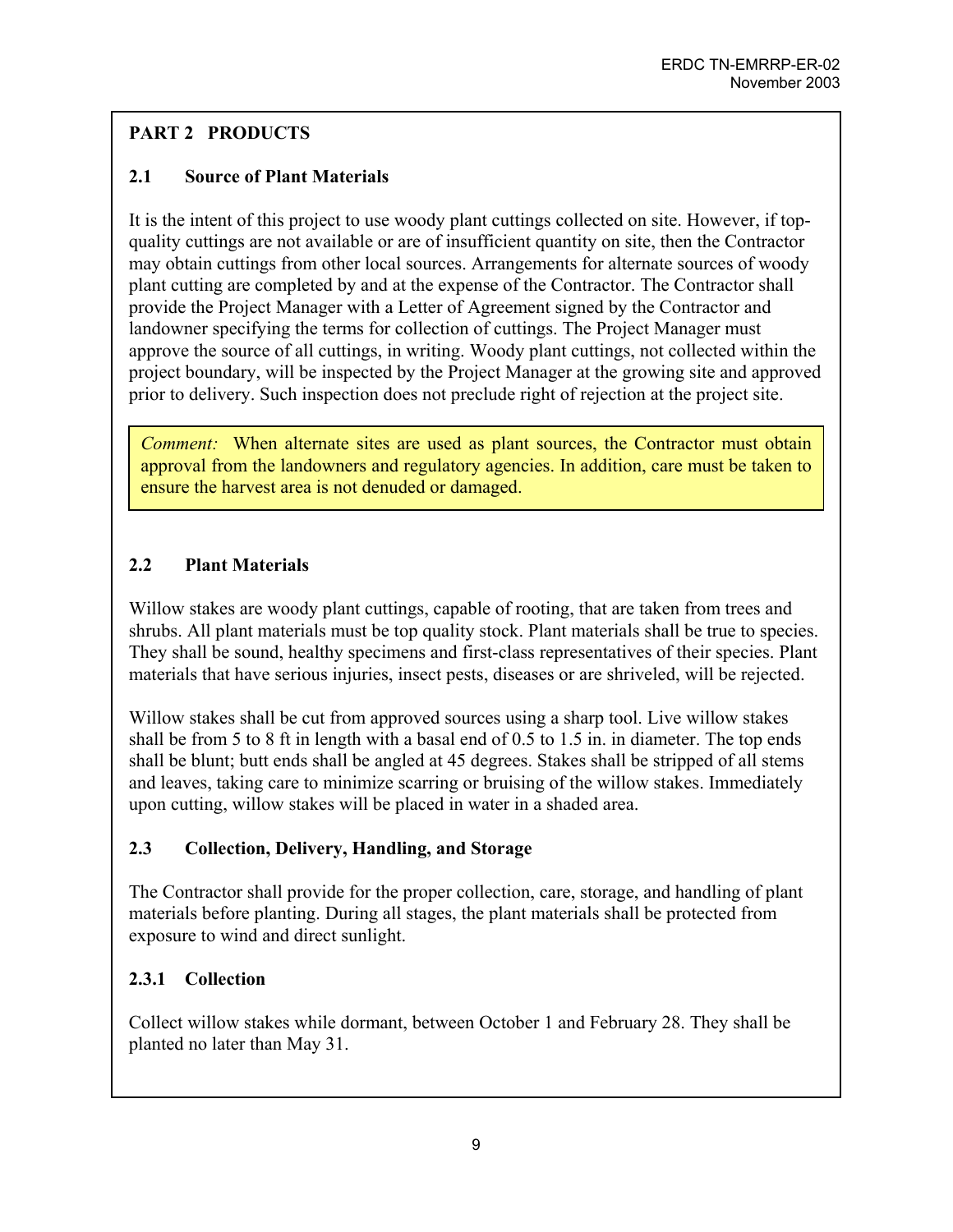## PART 2 PRODUCTS

### 2.1 Source of Plant Materials

It is the intent of this project to use woody plant cuttings collected on site. However, if top-quality cuttings are not available or are of insufficient quantity on site, then the Contractor may obtain cuttings from other local sources. Arrangements for alternate sources of woody plant cutting are completed by and at the expense of the Contractor. The Contractor shall provide the Project Manager with a Letter of Agreement signed by the Contractor and landowner specifying the terms for collection of cuttings. The Project Manager must approve the source of all cuttings, in writing. Woody plant cuttings, not collected within the project boundary, will be inspected by the Project Manager at the growing site and approved prior to delivery. Such inspection does not preclude right of rejection at the project site.

> *Comment:* When alternate sites are used as plant sources, the Contractor must obtain approval from the landowners and regulatory agencies. In addition, care must be taken to ensure the harvest area is not denuded or damaged.

### 2.2 Plant Materials

Willow stakes are woody plant cuttings, capable of rooting, that are taken from trees and shrubs. All plant materials must be top quality stock. Plant materials shall be true to species. They shall be sound, healthy specimens and first-class representatives of their species. Plant materials that have serious injuries, insect pests, diseases or are shriveled, will be rejected.

Willow stakes shall be cut from approved sources using a sharp tool. Live willow stakes shall be from 5 to 8 ft in length with a basal end of 0.5 to 1.5 in. in diameter. The top ends shall be blunt; butt ends shall be angled at 45 degrees. Stakes shall be stripped of all stems and leaves, taking care to minimize scarring or bruising of the willow stakes. Immediately upon cutting, willow stakes will be placed in water in a shaded area.

### 2.3 Collection, Delivery, Handling, and Storage

The Contractor shall provide for the proper collection, care, storage, and handling of plant materials before planting. During all stages, the plant materials shall be protected from exposure to wind and direct sunlight.

#### 2.3.1 Collection

Collect willow stakes while dormant, between October 1 and February 28. They shall be planted no later than May 31.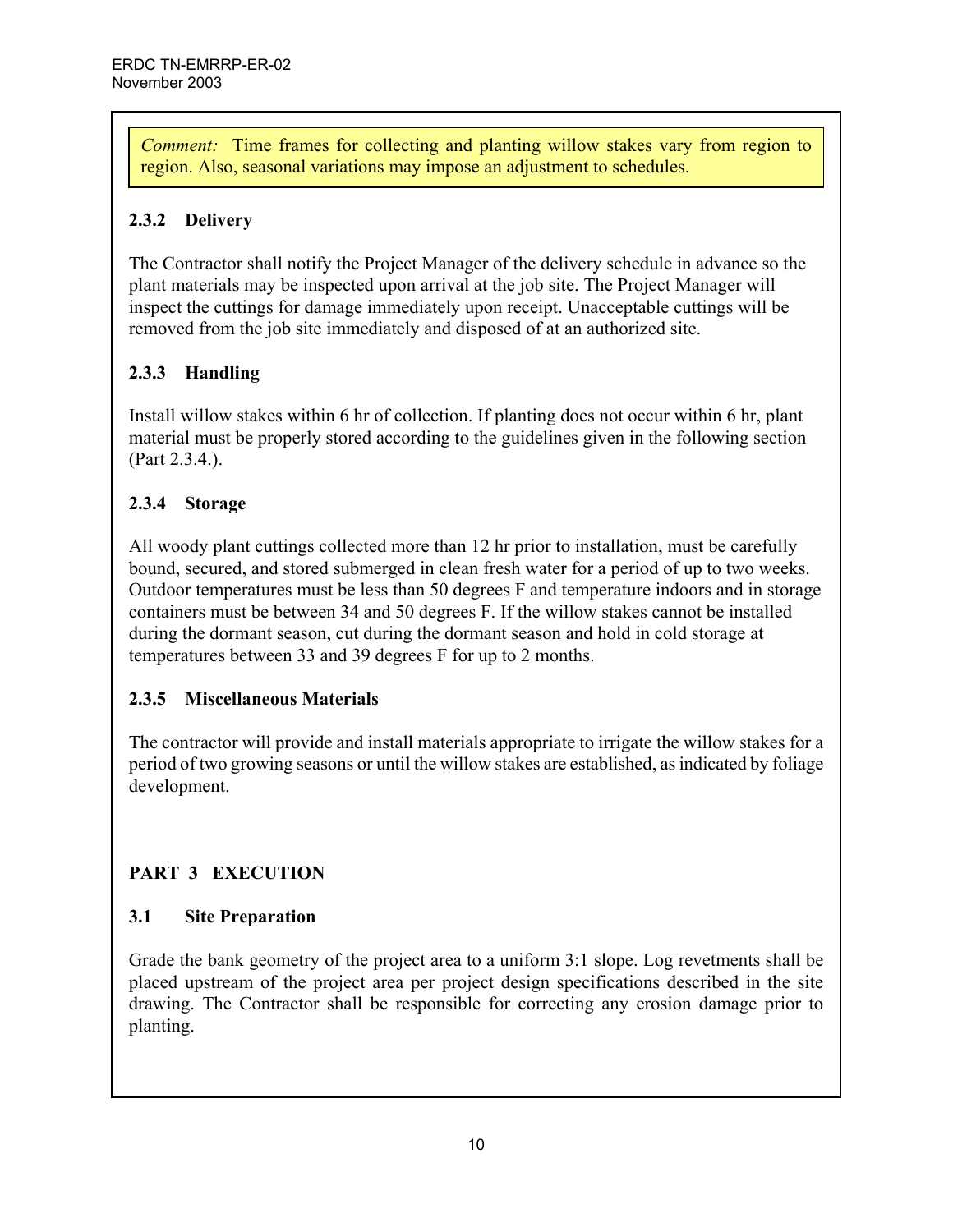*Comment:* Time frames for collecting and planting willow stakes vary from region to region. Also, seasonal variations may impose an adjustment to schedules.

### 2.3.2 Delivery

The Contractor shall notify the Project Manager of the delivery schedule in advance so the plant materials may be inspected upon arrival at the job site. The Project Manager will inspect the cuttings for damage immediately upon receipt. Unacceptable cuttings will be removed from the job site immediately and disposed of at an authorized site.

### 2.3.3 Handling

Install willow stakes within 6 hr of collection. If planting does not occur within 6 hr, plant material must be properly stored according to the guidelines given in the following section (Part 2.3.4.).

### 2.3.4 Storage

All woody plant cuttings collected more than 12 hr prior to installation, must be carefully bound, secured, and stored submerged in clean fresh water for a period of up to two weeks. Outdoor temperatures must be less than 50 degrees F and temperature indoors and in storage containers must be between 34 and 50 degrees F. If the willow stakes cannot be installed during the dormant season, cut during the dormant season and hold in cold storage at temperatures between 33 and 39 degrees F for up to 2 months.

### 2.3.5 Miscellaneous Materials

The contractor will provide and install materials appropriate to irrigate the willow stakes for a period of two growing seasons or until the willow stakes are established, as indicated by foliage development.

## PART 3 EXECUTION

### 3.1 Site Preparation

Grade the bank geometry of the project area to a uniform 3:1 slope. Log revetments shall be placed upstream of the project area per project design specifications described in the site drawing. The Contractor shall be responsible for correcting any erosion damage prior to planting.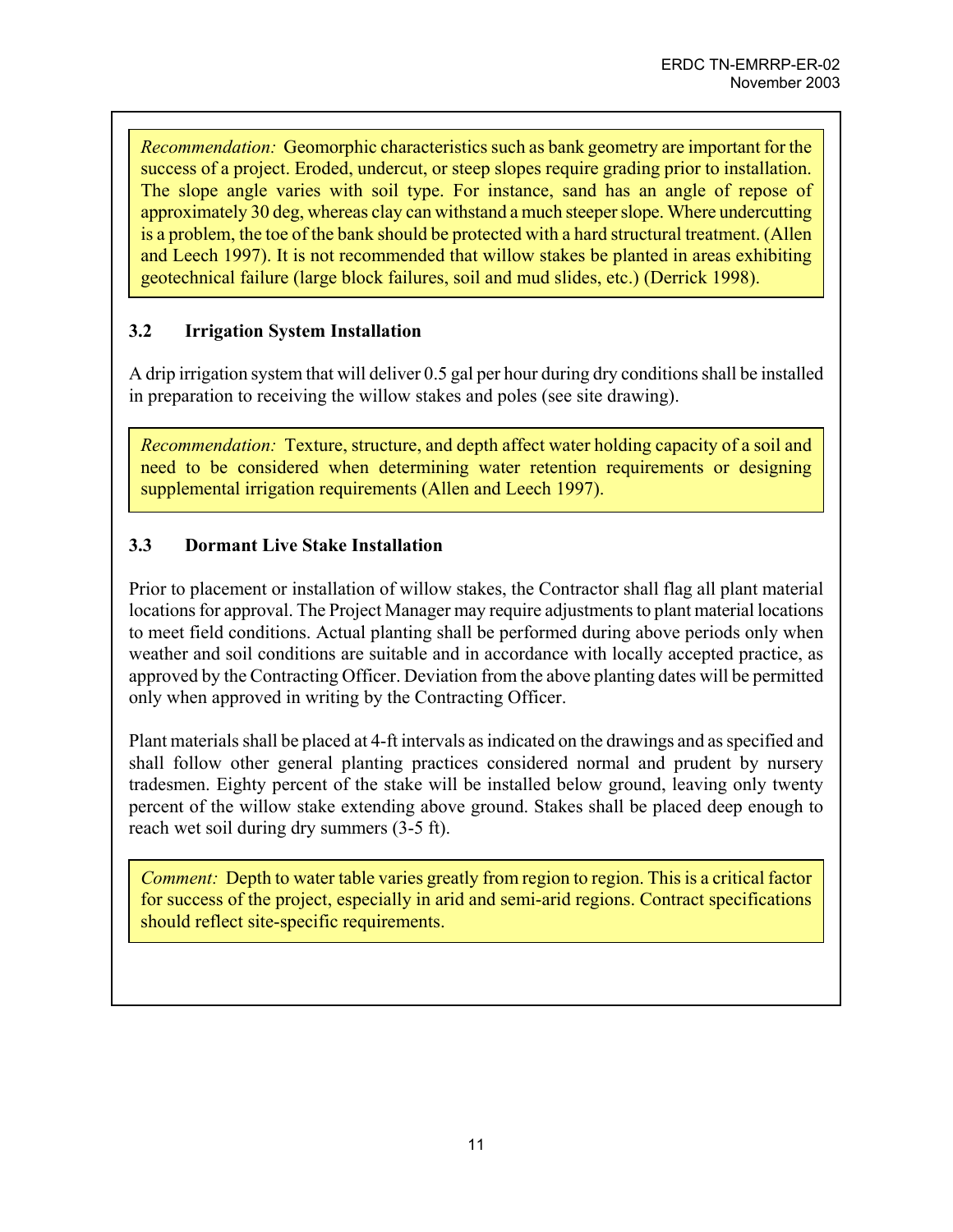*Recommendation:* Geomorphic characteristics such as bank geometry are important for the success of a project. Eroded, undercut, or steep slopes require grading prior to installation. The slope angle varies with soil type. For instance, sand has an angle of repose of approximately 30 deg, whereas clay can withstand a much steeper slope. Where undercutting is a problem, the toe of the bank should be protected with a hard structural treatment. (Allen and Leech 1997). It is not recommended that willow stakes be planted in areas exhibiting geotechnical failure (large block failures, soil and mud slides, etc.) (Derrick 1998).

### 3.2 Irrigation System Installation

A drip irrigation system that will deliver 0.5 gal per hour during dry conditions shall be installed in preparation to receiving the willow stakes and poles (see site drawing).

*Recommendation:* Texture, structure, and depth affect water holding capacity of a soil and need to be considered when determining water retention requirements or designing supplemental irrigation requirements (Allen and Leech 1997).

### 3.3 Dormant Live Stake Installation

Prior to placement or installation of willow stakes, the Contractor shall flag all plant material locations for approval. The Project Manager may require adjustments to plant material locations to meet field conditions. Actual planting shall be performed during above periods only when weather and soil conditions are suitable and in accordance with locally accepted practice, as approved by the Contracting Officer. Deviation from the above planting dates will be permitted only when approved in writing by the Contracting Officer.

Plant materials shall be placed at 4-ft intervals as indicated on the drawings and as specified and shall follow other general planting practices considered normal and prudent by nursery tradesmen. Eighty percent of the stake will be installed below ground, leaving only twenty percent of the willow stake extending above ground. Stakes shall be placed deep enough to reach wet soil during dry summers (3-5 ft).

*Comment:* Depth to water table varies greatly from region to region. This is a critical factor for success of the project, especially in arid and semi-arid regions. Contract specifications should reflect site-specific requirements.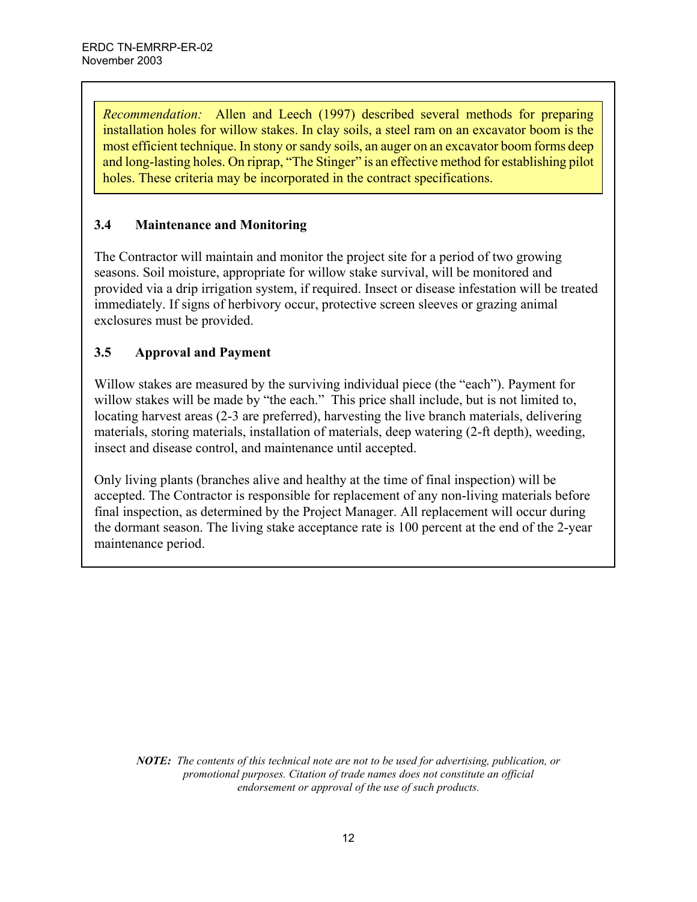*Recommendation:* Allen and Leech (1997) described several methods for preparing installation holes for willow stakes. In clay soils, a steel ram on an excavator boom is the most efficient technique. In stony or sandy soils, an auger on an excavator boom forms deep and long-lasting holes. On riprap, "The Stinger" is an effective method for establishing pilot holes. These criteria may be incorporated in the contract specifications.

### 3.4 Maintenance and Monitoring

The Contractor will maintain and monitor the project site for a period of two growing seasons. Soil moisture, appropriate for willow stake survival, will be monitored and provided via a drip irrigation system, if required. Insect or disease infestation will be treated immediately. If signs of herbivory occur, protective screen sleeves or grazing animal exclosures must be provided.

### 3.5 Approval and Payment

Willow stakes are measured by the surviving individual piece (the "each"). Payment for willow stakes will be made by "the each." This price shall include, but is not limited to, locating harvest areas (2-3 are preferred), harvesting the live branch materials, delivering materials, storing materials, installation of materials, deep watering (2-ft depth), weeding, insect and disease control, and maintenance until accepted.

Only living plants (branches alive and healthy at the time of final inspection) will be accepted. The Contractor is responsible for replacement of any non-living materials before final inspection, as determined by the Project Manager. All replacement will occur during the dormant season. The living stake acceptance rate is 100 percent at the end of the 2-year maintenance period.

***NOTE:*** *The contents of this technical note are not to be used for advertising, publication, or promotional purposes. Citation of trade names does not constitute an official endorsement or approval of the use of such products.*